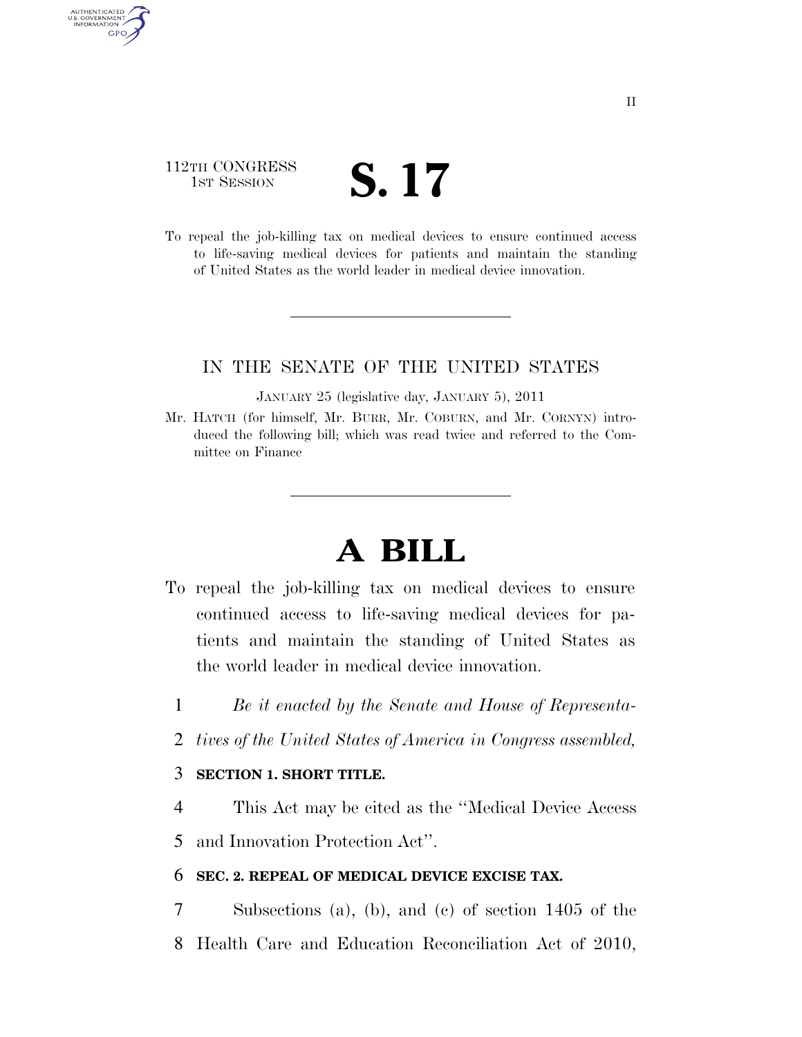112TH CONGRESS
1ST SESSION

# S. 17

To repeal the job-killing tax on medical devices to ensure continued access to life-saving medical devices for patients and maintain the standing of United States as the world leader in medical device innovation.

---

IN THE SENATE OF THE UNITED STATES

JANUARY 25 (legislative day, JANUARY 5), 2011

Mr. HATCH (for himself, Mr. BURR, Mr. COBURN, and Mr. CORNYN) introduced the following bill; which was read twice and referred to the Committee on Finance

---

# A BILL

To repeal the job-killing tax on medical devices to ensure continued access to life-saving medical devices for patients and maintain the standing of United States as the world leader in medical device innovation.

1 *Be it enacted by the Senate and House of Representa-*
2 *tives of the United States of America in Congress assembled,*

3 **SECTION 1. SHORT TITLE.**

4 This Act may be cited as the ''Medical Device Access
5 and Innovation Protection Act''.

6 **SEC. 2. REPEAL OF MEDICAL DEVICE EXCISE TAX.**

7 Subsections (a), (b), and (c) of section 1405 of the
8 Health Care and Education Reconciliation Act of 2010,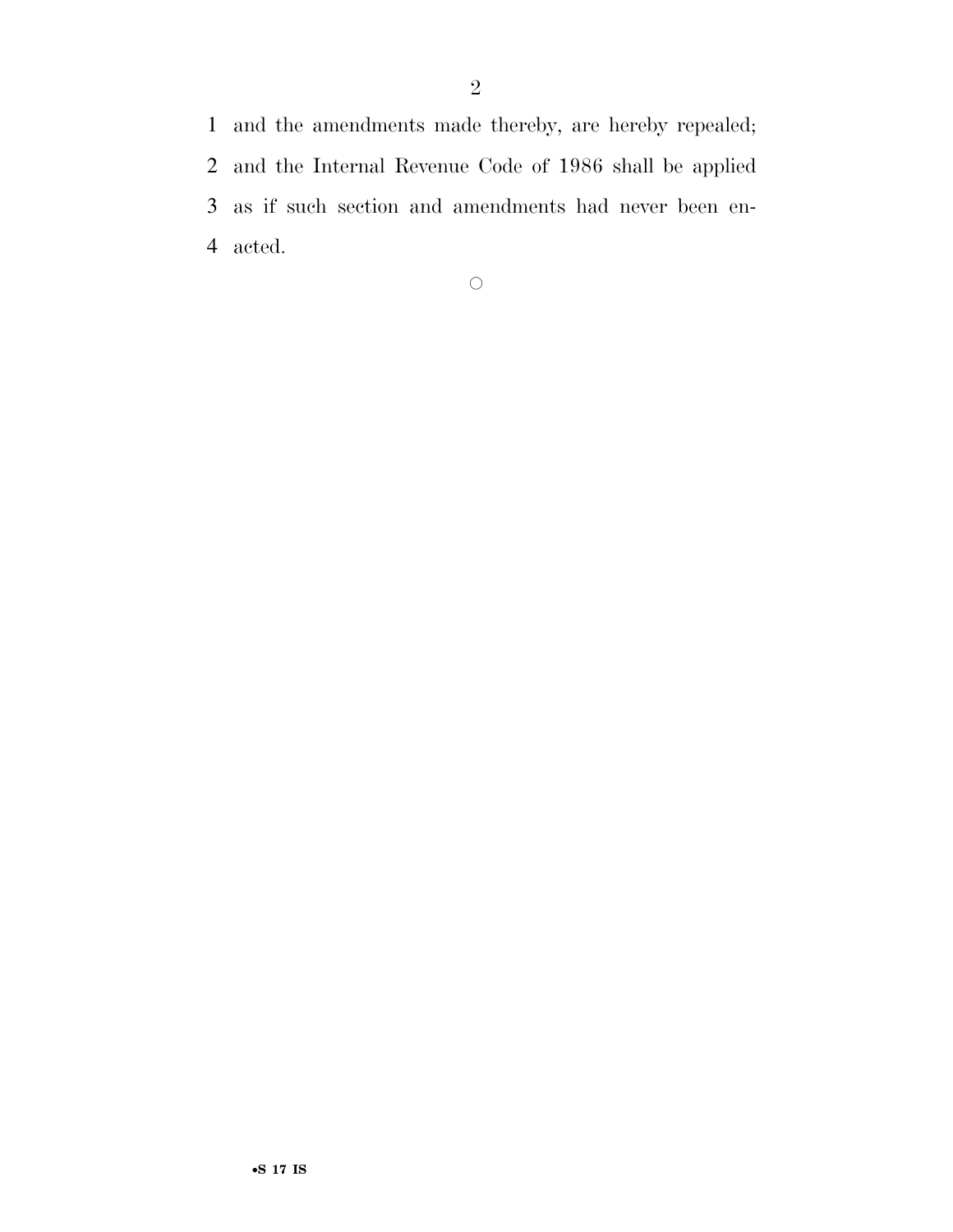and the amendments made thereby, are hereby repealed; and the Internal Revenue Code of 1986 shall be applied as if such section and amendments had never been enacted.